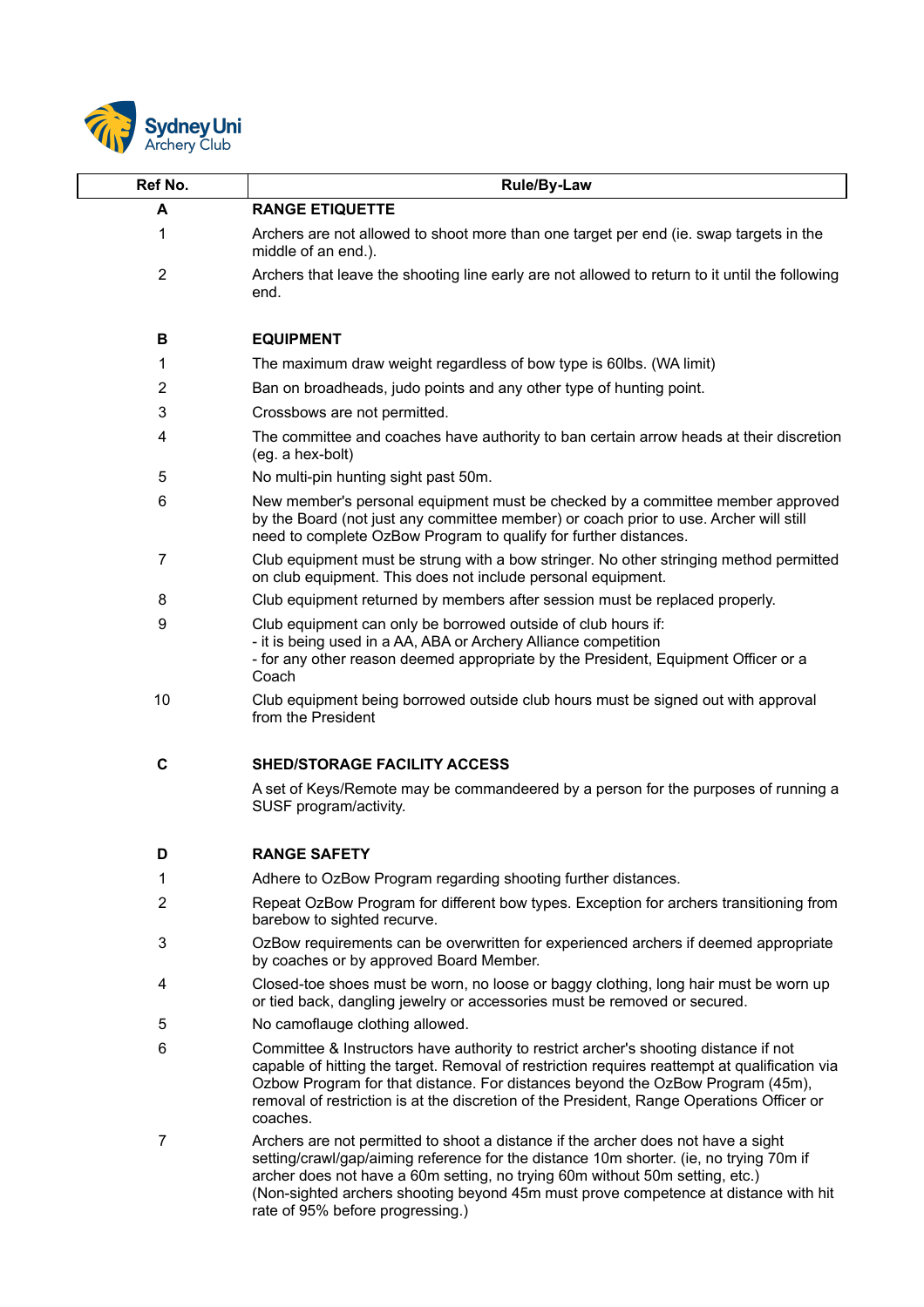Sydney Uni Archery Club

| Ref No. | Rule/By-Law |
| --- | --- |
| **A** | **RANGE ETIQUETTE** |
| 1 | Archers are not allowed to shoot more than one target per end (ie. swap targets in the middle of an end.). |
| 2 | Archers that leave the shooting line early are not allowed to return to it until the following end. |
| **B** | **EQUIPMENT** |
| 1 | The maximum draw weight regardless of bow type is 60lbs. (WA limit) |
| 2 | Ban on broadheads, judo points and any other type of hunting point. |
| 3 | Crossbows are not permitted. |
| 4 | The committee and coaches have authority to ban certain arrow heads at their discretion (eg. a hex-bolt) |
| 5 | No multi-pin hunting sight past 50m. |
| 6 | New member's personal equipment must be checked by a committee member approved by the Board (not just any committee member) or coach prior to use. Archer will still need to complete OzBow Program to qualify for further distances. |
| 7 | Club equipment must be strung with a bow stringer. No other stringing method permitted on club equipment. This does not include personal equipment. |
| 8 | Club equipment returned by members after session must be replaced properly. |
| 9 | Club equipment can only be borrowed outside of club hours if:<br>- it is being used in a AA, ABA or Archery Alliance competition<br>- for any other reason deemed appropriate by the President, Equipment Officer or a Coach |
| 10 | Club equipment being borrowed outside club hours must be signed out with approval from the President |
| **C** | **SHED/STORAGE FACILITY ACCESS** |
| | A set of Keys/Remote may be commandeered by a person for the purposes of running a SUSF program/activity. |
| **D** | **RANGE SAFETY** |
| 1 | Adhere to OzBow Program regarding shooting further distances. |
| 2 | Repeat OzBow Program for different bow types. Exception for archers transitioning from barebow to sighted recurve. |
| 3 | OzBow requirements can be overwritten for experienced archers if deemed appropriate by coaches or by approved Board Member. |
| 4 | Closed-toe shoes must be worn, no loose or baggy clothing, long hair must be worn up or tied back, dangling jewelry or accessories must be removed or secured. |
| 5 | No camoflauge clothing allowed. |
| 6 | Committee & Instructors have authority to restrict archer's shooting distance if not capable of hitting the target. Removal of restriction requires reattempt at qualification via Ozbow Program for that distance. For distances beyond the OzBow Program (45m), removal of restriction is at the discretion of the President, Range Operations Officer or coaches. |
| 7 | Archers are not permitted to shoot a distance if the archer does not have a sight setting/crawl/gap/aiming reference for the distance 10m shorter. (ie, no trying 70m if archer does not have a 60m setting, no trying 60m without 50m setting, etc.)<br>(Non-sighted archers shooting beyond 45m must prove competence at distance with hit rate of 95% before progressing.) |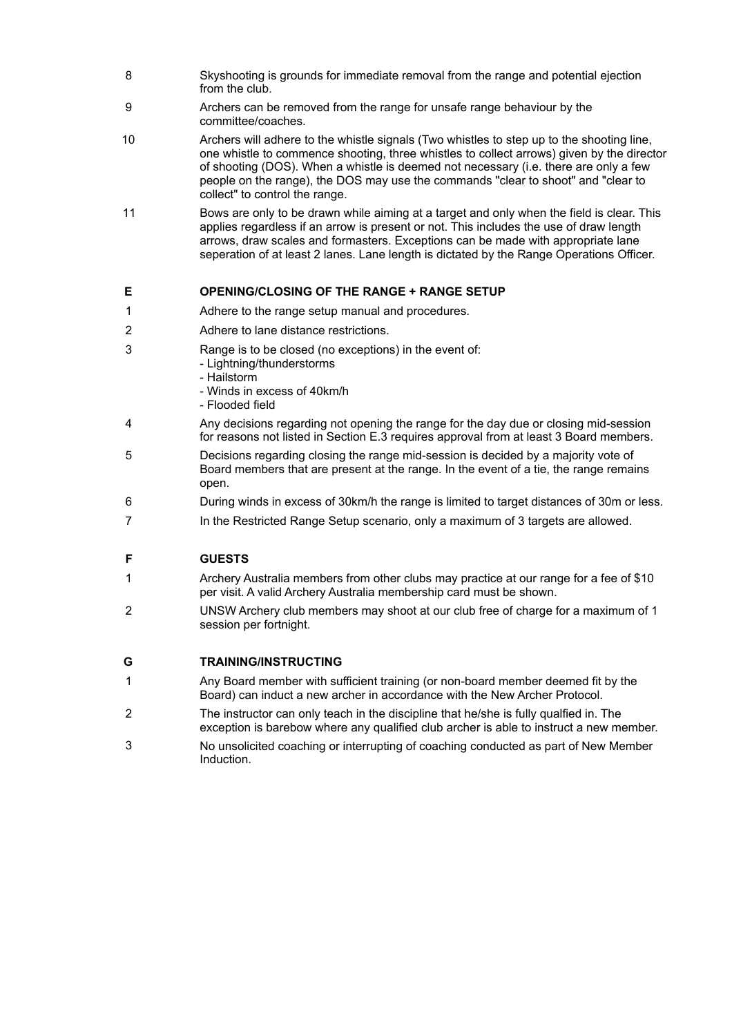8 Skyshooting is grounds for immediate removal from the range and potential ejection from the club.

9 Archers can be removed from the range for unsafe range behaviour by the committee/coaches.

10 Archers will adhere to the whistle signals (Two whistles to step up to the shooting line, one whistle to commence shooting, three whistles to collect arrows) given by the director of shooting (DOS). When a whistle is deemed not necessary (i.e. there are only a few people on the range), the DOS may use the commands "clear to shoot" and "clear to collect" to control the range.

11 Bows are only to be drawn while aiming at a target and only when the field is clear. This applies regardless if an arrow is present or not. This includes the use of draw length arrows, draw scales and formasters. Exceptions can be made with appropriate lane seperation of at least 2 lanes. Lane length is dictated by the Range Operations Officer.

## E OPENING/CLOSING OF THE RANGE + RANGE SETUP

1 Adhere to the range setup manual and procedures.

2 Adhere to lane distance restrictions.

3 Range is to be closed (no exceptions) in the event of:
- Lightning/thunderstorms
- Hailstorm
- Winds in excess of 40km/h
- Flooded field

4 Any decisions regarding not opening the range for the day due or closing mid-session for reasons not listed in Section E.3 requires approval from at least 3 Board members.

5 Decisions regarding closing the range mid-session is decided by a majority vote of Board members that are present at the range. In the event of a tie, the range remains open.

6 During winds in excess of 30km/h the range is limited to target distances of 30m or less.

7 In the Restricted Range Setup scenario, only a maximum of 3 targets are allowed.

## F GUESTS

1 Archery Australia members from other clubs may practice at our range for a fee of $10 per visit. A valid Archery Australia membership card must be shown.

2 UNSW Archery club members may shoot at our club free of charge for a maximum of 1 session per fortnight.

## G TRAINING/INSTRUCTING

1 Any Board member with sufficient training (or non-board member deemed fit by the Board) can induct a new archer in accordance with the New Archer Protocol.

2 The instructor can only teach in the discipline that he/she is fully qualfied in. The exception is barebow where any qualified club archer is able to instruct a new member.

3 No unsolicited coaching or interrupting of coaching conducted as part of New Member Induction.